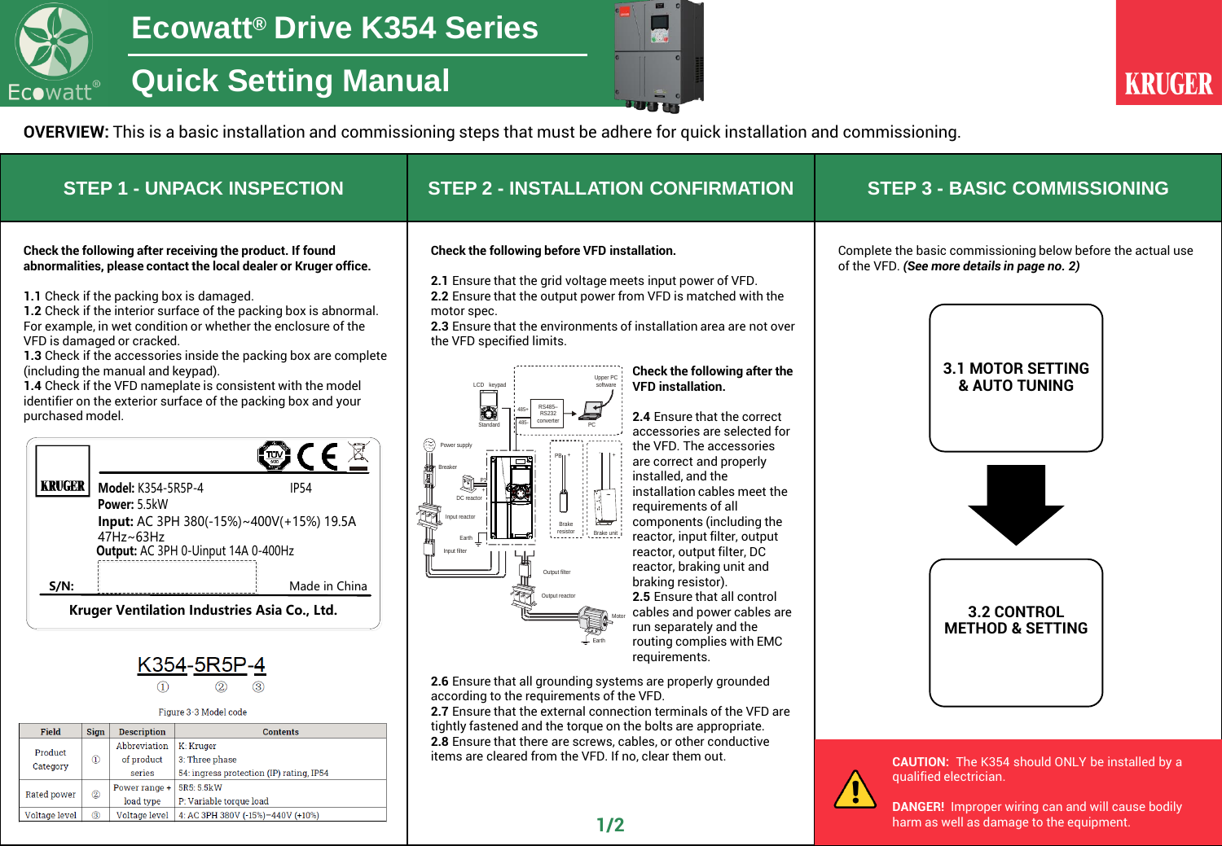# Ecowatt® Drive K354 Series

# Quick Setting Manual

**OVERVIEW:** This is a basic installation and commissioning steps that must be adhere for quick installation and commissioning.

## STEP 1 - UNPACK INSPECTION

**Check the following after receiving the product. If found abnormalities, please contact the local dealer or Kruger office.**

**1.1** Check if the packing box is damaged.
**1.2** Check if the interior surface of the packing box is abnormal. For example, in wet condition or whether the enclosure of the VFD is damaged or cracked.
**1.3** Check if the accessories inside the packing box are complete (including the manual and keypad).
**1.4** Check if the VFD nameplate is consistent with the model identifier on the exterior surface of the packing box and your purchased model.

KRUGER
**Model:** K354-5R5P-4 IP54
**Power:** 5.5kW
**Input:** AC 3PH 380(-15%)~400V(+15%) 19.5A 47Hz~63Hz
**Output:** AC 3PH 0-Uinput 14A 0-400Hz
**S/N:** Made in China
**Kruger Ventilation Industries Asia Co., Ltd.**

K354-5R5P-4
① ② ③

Figure 3-3 Model code

| Field | Sign | Description | Contents |
|---|---|---|---|
| Product Category | ① | Abbreviation of product series | K: Kruger<br>3: Three phase<br>54: ingress protection (IP) rating, IP54 |
| Rated power | ② | Power range + load type | 5R5: 5.5kW<br>P: Variable torque load |
| Voltage level | ③ | Voltage level | 4: AC 3PH 380V (-15%)~440V (+10%) |

## STEP 2 - INSTALLATION CONFIRMATION

**Check the following before VFD installation.**

**2.1** Ensure that the grid voltage meets input power of VFD.
**2.2** Ensure that the output power from VFD is matched with the motor spec.
**2.3** Ensure that the environments of installation area are not over the VFD specified limits.

**Check the following after the VFD installation.**

**2.4** Ensure that the correct accessories are selected for the VFD. The accessories are correct and properly installed, and the installation cables meet the requirements of all components (including the reactor, input filter, output reactor, output filter, DC reactor, braking unit and braking resistor).
**2.5** Ensure that all control cables and power cables are run separately and the routing complies with EMC requirements.
**2.6** Ensure that all grounding systems are properly grounded according to the requirements of the VFD.
**2.7** Ensure that the external connection terminals of the VFD are tightly fastened and the torque on the bolts are appropriate.
**2.8** Ensure that there are screws, cables, or other conductive items are cleared from the VFD. If no, clear them out.

## STEP 3 - BASIC COMMISSIONING

Complete the basic commissioning below before the actual use of the VFD. ***(See more details in page no. 2)***

**3.1 MOTOR SETTING & AUTO TUNING**

**3.2 CONTROL METHOD & SETTING**

**CAUTION:** The K354 should ONLY be installed by a qualified electrician.

**DANGER!** Improper wiring can and will cause bodily harm as well as damage to the equipment.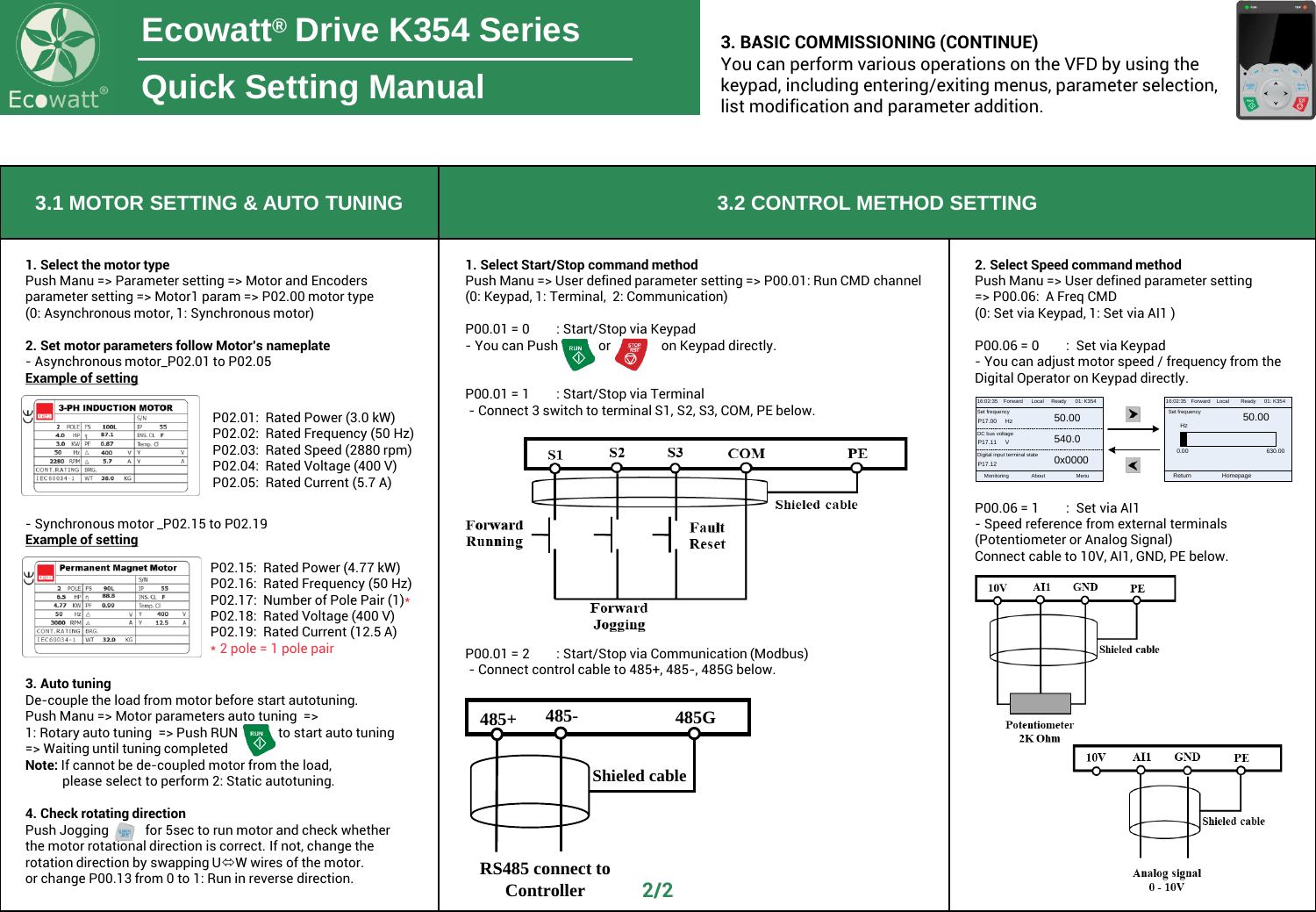# Ecowatt® Drive K354 Series

# Quick Setting Manual

**3. BASIC COMMISSIONING (CONTINUE)**
You can perform various operations on the VFD by using the keypad, including entering/exiting menus, parameter selection, list modification and parameter addition.

## 3.1 MOTOR SETTING & AUTO TUNING

**1. Select the motor type**
Push Manu => Parameter setting => Motor and Encoders parameter setting => Motor1 param => P02.00 motor type
(0: Asynchronous motor, 1: Synchronous motor)

**2. Set motor parameters follow Motor's nameplate**
- Asynchronous motor_P02.01 to P02.05
<u>Example of setting</u>

3-PH INDUCTION MOTOR

P02.01: Rated Power (3.0 kW)
P02.02: Rated Frequency (50 Hz)
P02.03: Rated Speed (2880 rpm)
P02.04: Rated Voltage (400 V)
P02.05: Rated Current (5.7 A)

- Synchronous motor _P02.15 to P02.19
<u>Example of setting</u>

Permanent Magnet Motor

P02.15: Rated Power (4.77 kW)
P02.16: Rated Frequency (50 Hz)
P02.17: Number of Pole Pair (1)*
P02.18: Rated Voltage (400 V)
P02.19: Rated Current (12.5 A)
* 2 pole = 1 pole pair

**3. Auto tuning**
De-couple the load from motor before start autotuning.
Push Manu => Motor parameters auto tuning =>
1: Rotary auto tuning => Push RUN to start auto tuning
=> Waiting until tuning completed
**Note:** If cannot be de-coupled motor from the load, please select to perform 2: Static autotuning.

**4. Check rotating direction**
Push Jogging for 5sec to run motor and check whether the motor rotational direction is correct. If not, change the rotation direction by swapping U⇔W wires of the motor.
or change P00.13 from 0 to 1: Run in reverse direction.

## 3.2 CONTROL METHOD SETTING

**1. Select Start/Stop command method**
Push Manu => User defined parameter setting => P00.01: Run CMD channel
(0: Keypad, 1: Terminal, 2: Communication)

P00.01 = 0 : Start/Stop via Keypad
- You can Push RUN or STOP on Keypad directly.

P00.01 = 1 : Start/Stop via Terminal
- Connect 3 switch to terminal S1, S2, S3, COM, PE below.

S1 S2 S3 COM PE
Shieled cable
Forward Running
Fault Reset
Forward Jogging

P00.01 = 2 : Start/Stop via Communication (Modbus)
- Connect control cable to 485+, 485-, 485G below.

485+ 485- 485G
Shieled cable
RS485 connect to Controller

**2. Select Speed command method**
Push Manu => User defined parameter setting
=> P00.06: A Freq CMD
(0: Set via Keypad, 1: Set via AI1 )

P00.06 = 0 : Set via Keypad
- You can adjust motor speed / frequency from the Digital Operator on Keypad directly.

P00.06 = 1 : Set via AI1
- Speed reference from external terminals (Potentiometer or Analog Signal)
Connect cable to 10V, AI1, GND, PE below.

10V AI1 GND PE
Shieled cable
Potentiometer 2K Ohm

10V AI1 GND PE
Shieled cable
Analog signal 0 - 10V